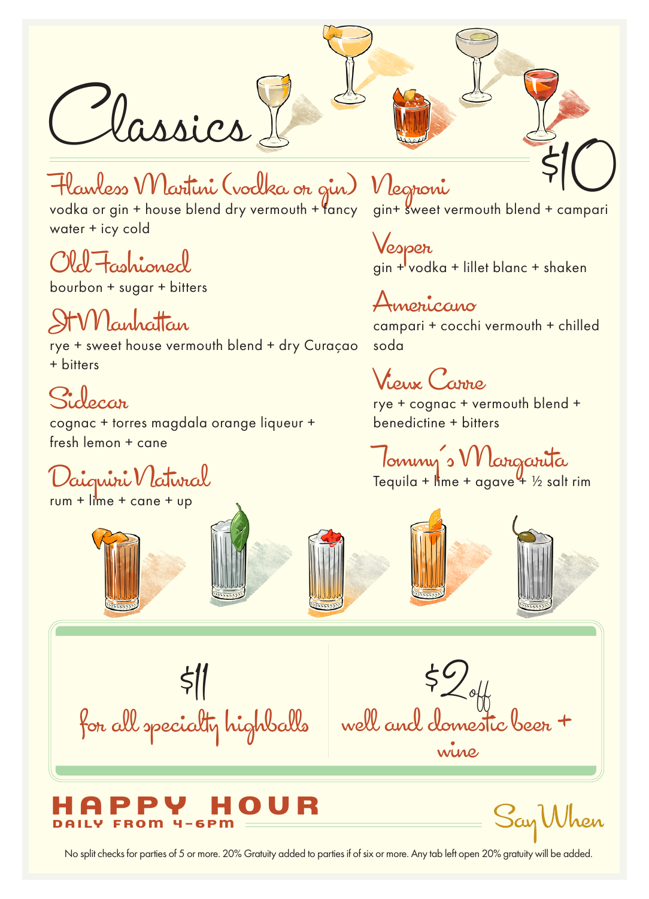# Classics

## $10

### Flawless Martini (vodka or gin)
vodka or gin + house blend dry vermouth + fancy water + icy cold

### Old Fashioned
bourbon + sugar + bitters

### SH Manhattan
rye + sweet house vermouth blend + dry Curaçao + bitters

### Sidecar
cognac + torres magdala orange liqueur + fresh lemon + cane

### Daiquiri Natural
rum + lime + cane + up

### Negroni
gin+ sweet vermouth blend + campari

### Vesper
gin + vodka + lillet blanc + shaken

### Americano
campari + cocchi vermouth + chilled soda

### Vieux Carre
rye + cognac + vermouth blend + benedictine + bitters

### Tommy´s Margarita
Tequila + lime + agave + ½ salt rim

---

**$11**
for all specialty highballs

**$2 off**
well and domestic beer + wine

## HAPPY HOUR
**DAILY FROM 4–6PM**

Say When

No split checks for parties of 5 or more. 20% Gratuity added to parties if of six or more. Any tab left open 20% gratuity will be added.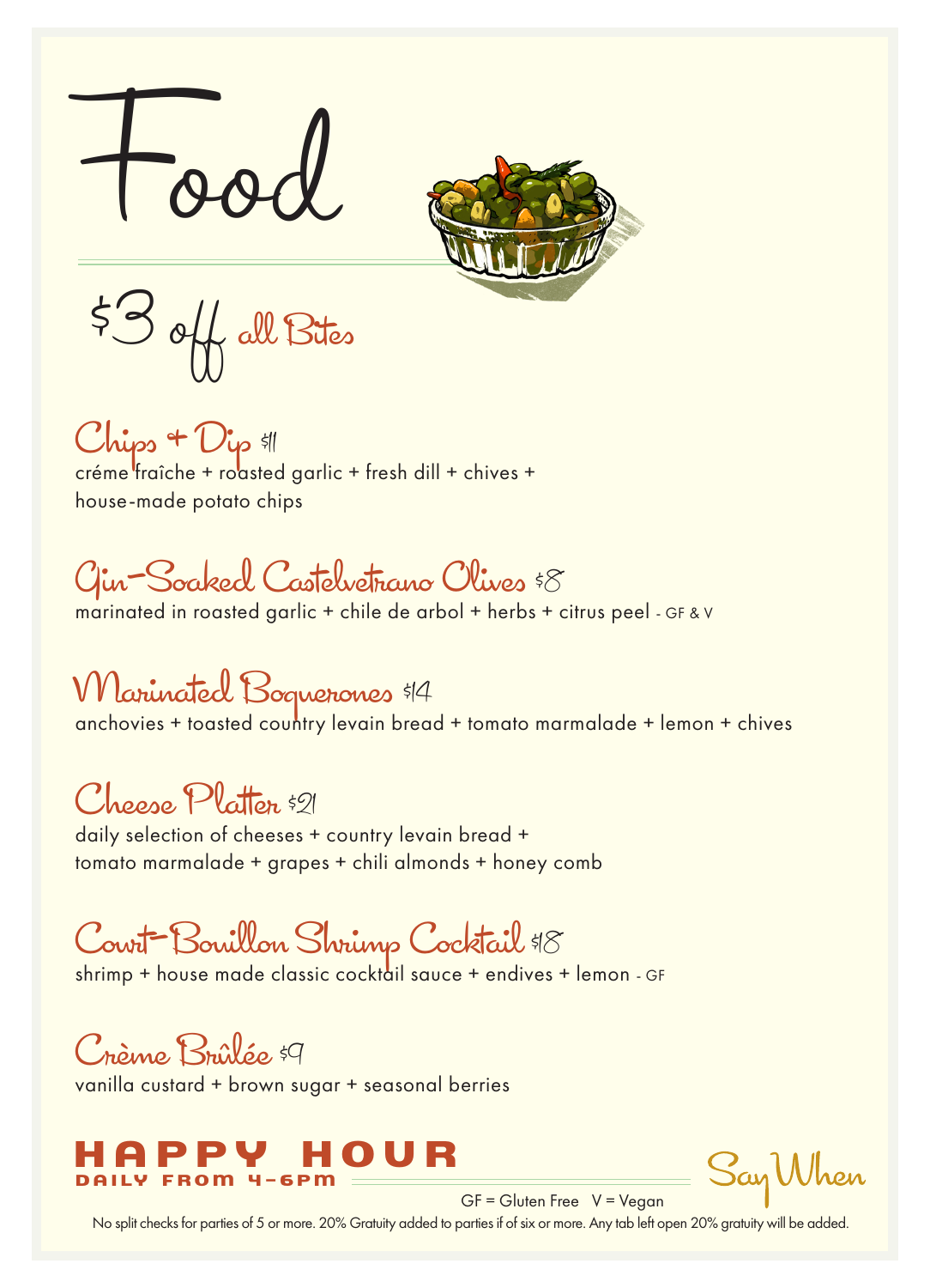# Food

## $3 off all Bites

### Chips + Dip $11

créme fraîche + roasted garlic + fresh dill + chives + house-made potato chips

### Gin-Soaked Castelvetrano Olives $8

marinated in roasted garlic + chile de arbol + herbs + citrus peel - GF & V

### Marinated Boquerones $14

anchovies + toasted country levain bread + tomato marmalade + lemon + chives

### Cheese Platter $21

daily selection of cheeses + country levain bread + tomato marmalade + grapes + chili almonds + honey comb

### Court-Bouillon Shrimp Cocktail $18

shrimp + house made classic cocktail sauce + endives + lemon - GF

### Crème Brûlée $9

vanilla custard + brown sugar + seasonal berries

## HAPPY HOUR

**DAILY FROM 4-6PM**

Say When

GF = Gluten Free V = Vegan

No split checks for parties of 5 or more. 20% Gratuity added to parties if of six or more. Any tab left open 20% gratuity will be added.